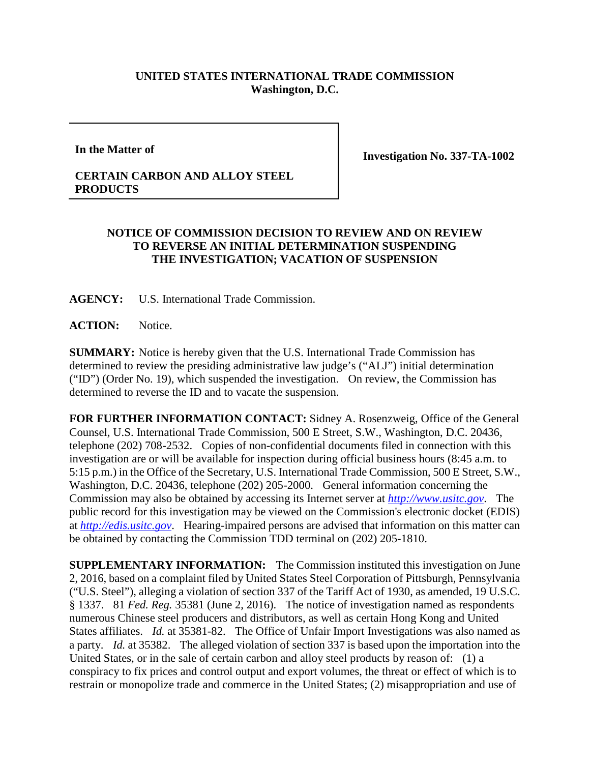**UNITED STATES INTERNATIONAL TRADE COMMISSION**
**Washington, D.C.**

| **In the Matter of**<br><br>**CERTAIN CARBON AND ALLOY STEEL PRODUCTS** | **Investigation No. 337-TA-1002** |
|---|---|

**NOTICE OF COMMISSION DECISION TO REVIEW AND ON REVIEW TO REVERSE AN INITIAL DETERMINATION SUSPENDING THE INVESTIGATION; VACATION OF SUSPENSION**

**AGENCY:** U.S. International Trade Commission.

**ACTION:** Notice.

**SUMMARY:** Notice is hereby given that the U.S. International Trade Commission has determined to review the presiding administrative law judge's ("ALJ") initial determination ("ID") (Order No. 19), which suspended the investigation. On review, the Commission has determined to reverse the ID and to vacate the suspension.

**FOR FURTHER INFORMATION CONTACT:** Sidney A. Rosenzweig, Office of the General Counsel, U.S. International Trade Commission, 500 E Street, S.W., Washington, D.C. 20436, telephone (202) 708-2532. Copies of non-confidential documents filed in connection with this investigation are or will be available for inspection during official business hours (8:45 a.m. to 5:15 p.m.) in the Office of the Secretary, U.S. International Trade Commission, 500 E Street, S.W., Washington, D.C. 20436, telephone (202) 205-2000. General information concerning the Commission may also be obtained by accessing its Internet server at [http://www.usitc.gov](http://www.usitc.gov). The public record for this investigation may be viewed on the Commission's electronic docket (EDIS) at [http://edis.usitc.gov](http://edis.usitc.gov). Hearing-impaired persons are advised that information on this matter can be obtained by contacting the Commission TDD terminal on (202) 205-1810.

**SUPPLEMENTARY INFORMATION:** The Commission instituted this investigation on June 2, 2016, based on a complaint filed by United States Steel Corporation of Pittsburgh, Pennsylvania ("U.S. Steel"), alleging a violation of section 337 of the Tariff Act of 1930, as amended, 19 U.S.C. § 1337. 81 *Fed. Reg.* 35381 (June 2, 2016). The notice of investigation named as respondents numerous Chinese steel producers and distributors, as well as certain Hong Kong and United States affiliates. *Id.* at 35381-82. The Office of Unfair Import Investigations was also named as a party. *Id.* at 35382. The alleged violation of section 337 is based upon the importation into the United States, or in the sale of certain carbon and alloy steel products by reason of: (1) a conspiracy to fix prices and control output and export volumes, the threat or effect of which is to restrain or monopolize trade and commerce in the United States; (2) misappropriation and use of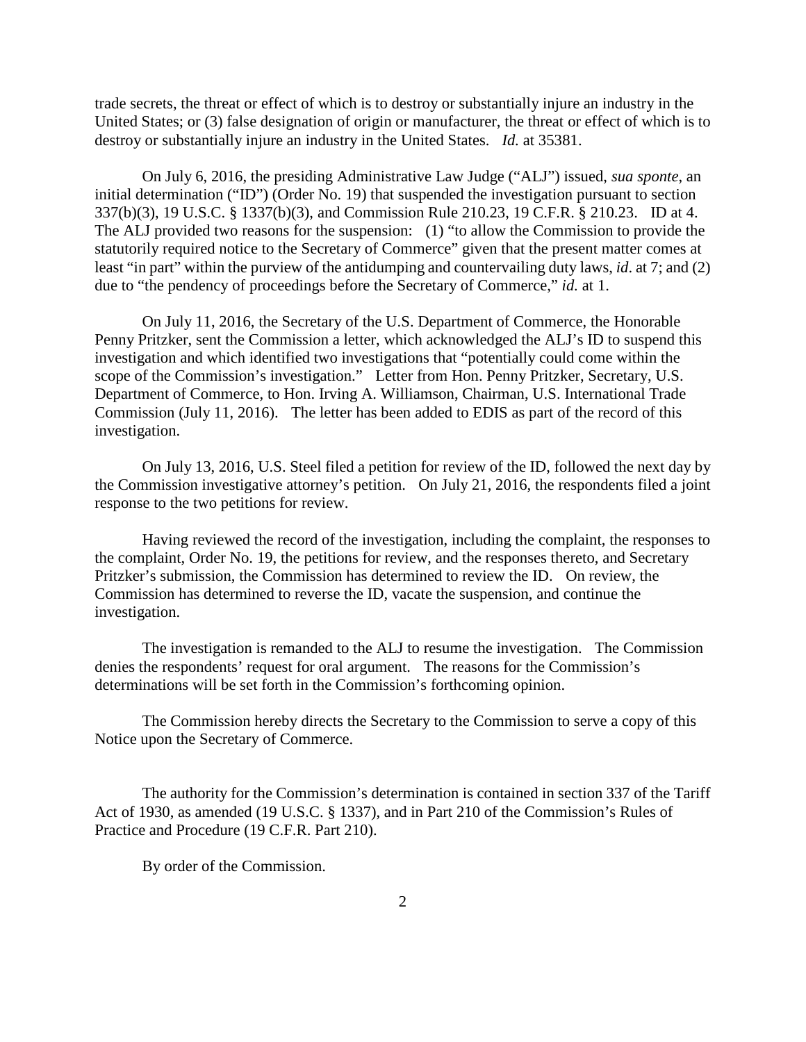trade secrets, the threat or effect of which is to destroy or substantially injure an industry in the United States; or (3) false designation of origin or manufacturer, the threat or effect of which is to destroy or substantially injure an industry in the United States. *Id.* at 35381.

On July 6, 2016, the presiding Administrative Law Judge ("ALJ") issued, *sua sponte*, an initial determination ("ID") (Order No. 19) that suspended the investigation pursuant to section 337(b)(3), 19 U.S.C. § 1337(b)(3), and Commission Rule 210.23, 19 C.F.R. § 210.23. ID at 4. The ALJ provided two reasons for the suspension: (1) "to allow the Commission to provide the statutorily required notice to the Secretary of Commerce" given that the present matter comes at least "in part" within the purview of the antidumping and countervailing duty laws, *id*. at 7; and (2) due to "the pendency of proceedings before the Secretary of Commerce," *id.* at 1.

On July 11, 2016, the Secretary of the U.S. Department of Commerce, the Honorable Penny Pritzker, sent the Commission a letter, which acknowledged the ALJ's ID to suspend this investigation and which identified two investigations that "potentially could come within the scope of the Commission's investigation." Letter from Hon. Penny Pritzker, Secretary, U.S. Department of Commerce, to Hon. Irving A. Williamson, Chairman, U.S. International Trade Commission (July 11, 2016). The letter has been added to EDIS as part of the record of this investigation.

On July 13, 2016, U.S. Steel filed a petition for review of the ID, followed the next day by the Commission investigative attorney's petition. On July 21, 2016, the respondents filed a joint response to the two petitions for review.

Having reviewed the record of the investigation, including the complaint, the responses to the complaint, Order No. 19, the petitions for review, and the responses thereto, and Secretary Pritzker's submission, the Commission has determined to review the ID. On review, the Commission has determined to reverse the ID, vacate the suspension, and continue the investigation.

The investigation is remanded to the ALJ to resume the investigation. The Commission denies the respondents' request for oral argument. The reasons for the Commission's determinations will be set forth in the Commission's forthcoming opinion.

The Commission hereby directs the Secretary to the Commission to serve a copy of this Notice upon the Secretary of Commerce.

The authority for the Commission's determination is contained in section 337 of the Tariff Act of 1930, as amended (19 U.S.C. § 1337), and in Part 210 of the Commission's Rules of Practice and Procedure (19 C.F.R. Part 210).

By order of the Commission.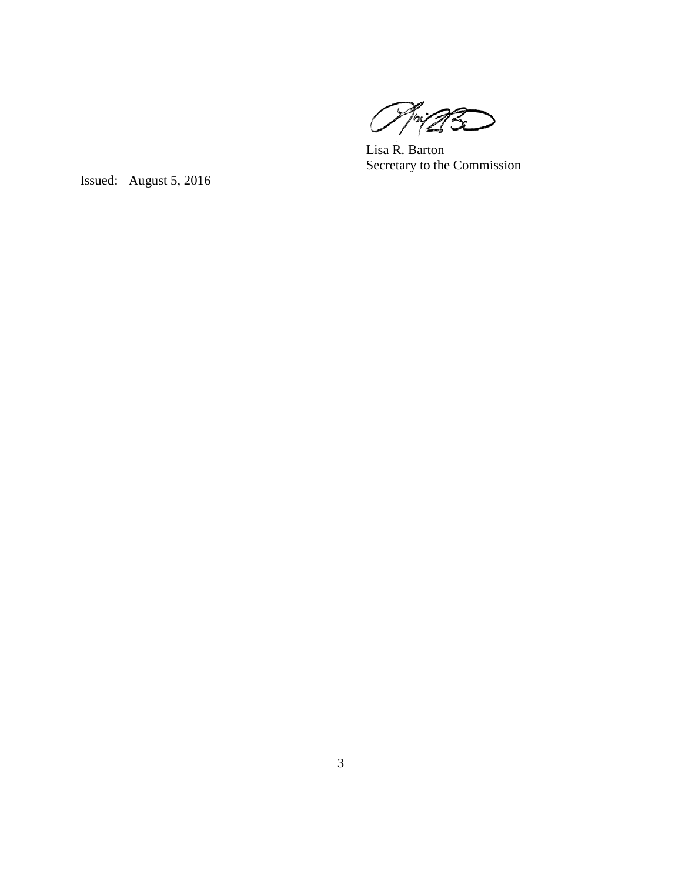Lisa R. Barton
Secretary to the Commission

Issued: August 5, 2016